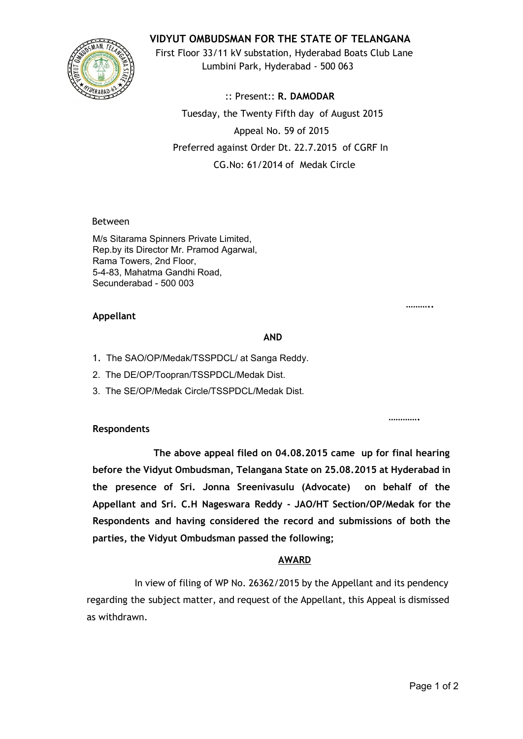# VIDYUT OMBUDSMAN FOR THE STATE OF TELANGANA

First Floor 33/11 kV substation, Hyderabad Boats Club Lane
Lumbini Park, Hyderabad - 500 063

:: Present:: **R. DAMODAR**

Tuesday, the Twenty Fifth day of August 2015

Appeal No. 59 of 2015

Preferred against Order Dt. 22.7.2015 of CGRF In

CG.No: 61/2014 of Medak Circle

Between

M/s Sitarama Spinners Private Limited,
Rep.by its Director Mr. Pramod Agarwal,
Rama Towers, 2nd Floor,
5-4-83, Mahatma Gandhi Road,
Secunderabad - 500 003

………..

**Appellant**

**AND**

1. The SAO/OP/Medak/TSSPDCL/ at Sanga Reddy.
2. The DE/OP/Toopran/TSSPDCL/Medak Dist.
3. The SE/OP/Medak Circle/TSSPDCL/Medak Dist.

………….

**Respondents**

**The above appeal filed on 04.08.2015 came up for final hearing before the Vidyut Ombudsman, Telangana State on 25.08.2015 at Hyderabad in the presence of Sri. Jonna Sreenivasulu (Advocate) on behalf of the Appellant and Sri. C.H Nageswara Reddy - JAO/HT Section/OP/Medak for the Respondents and having considered the record and submissions of both the parties, the Vidyut Ombudsman passed the following;**

## AWARD

In view of filing of WP No. 26362/2015 by the Appellant and its pendency regarding the subject matter, and request of the Appellant, this Appeal is dismissed as withdrawn.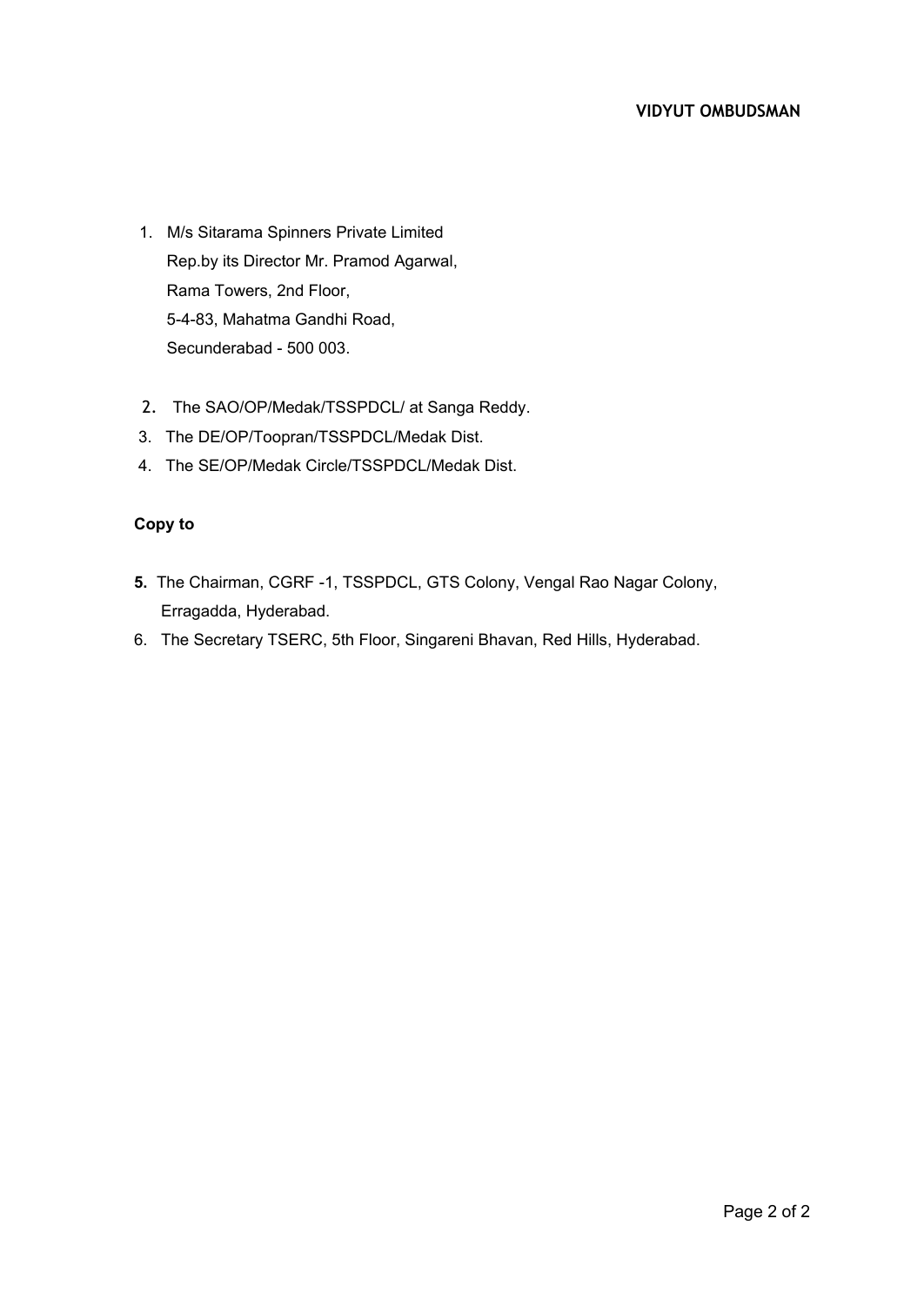**VIDYUT OMBUDSMAN**

1. M/s Sitarama Spinners Private Limited
   Rep.by its Director Mr. Pramod Agarwal,
   Rama Towers, 2nd Floor,
   5-4-83, Mahatma Gandhi Road,
   Secunderabad - 500 003.

2. The SAO/OP/Medak/TSSPDCL/ at Sanga Reddy.
3. The DE/OP/Toopran/TSSPDCL/Medak Dist.
4. The SE/OP/Medak Circle/TSSPDCL/Medak Dist.

**Copy to**

5. The Chairman, CGRF -1, TSSPDCL, GTS Colony, Vengal Rao Nagar Colony, Erragadda, Hyderabad.
6. The Secretary TSERC, 5th Floor, Singareni Bhavan, Red Hills, Hyderabad.